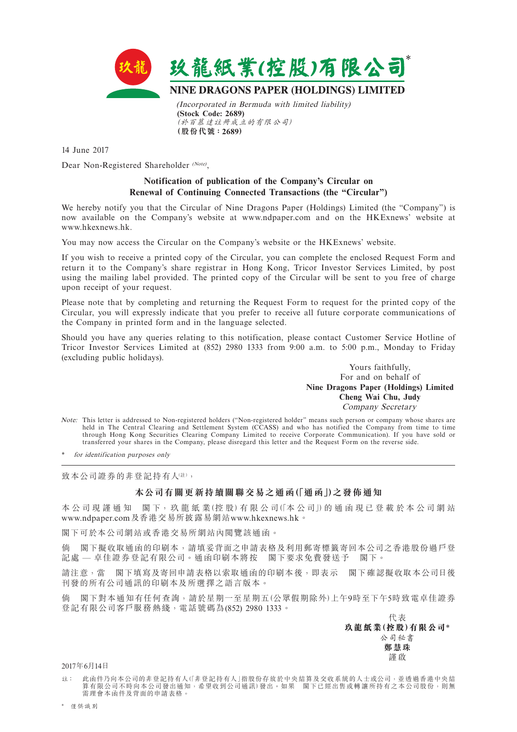# 玖龍紙業(控股)有限公司*

## NINE DRAGONS PAPER (HOLDINGS) LIMITED

*(Incorporated in Bermuda with limited liability)*
**(Stock Code: 2689)**
*(於百慕達註冊成立的有限公司)*
**(股份代號：2689)**

14 June 2017

Dear Non-Registered Shareholder *(Note)*,

**Notification of publication of the Company's Circular on Renewal of Continuing Connected Transactions (the "Circular")**

We hereby notify you that the Circular of Nine Dragons Paper (Holdings) Limited (the "Company") is now available on the Company's website at www.ndpaper.com and on the HKExnews' website at www.hkexnews.hk.

You may now access the Circular on the Company's website or the HKExnews' website.

If you wish to receive a printed copy of the Circular, you can complete the enclosed Request Form and return it to the Company's share registrar in Hong Kong, Tricor Investor Services Limited, by post using the mailing label provided. The printed copy of the Circular will be sent to you free of charge upon receipt of your request.

Please note that by completing and returning the Request Form to request for the printed copy of the Circular, you will expressly indicate that you prefer to receive all future corporate communications of the Company in printed form and in the language selected.

Should you have any queries relating to this notification, please contact Customer Service Hotline of Tricor Investor Services Limited at (852) 2980 1333 from 9:00 a.m. to 5:00 p.m., Monday to Friday (excluding public holidays).

Yours faithfully,
For and on behalf of
**Nine Dragons Paper (Holdings) Limited**
**Cheng Wai Chu, Judy**
*Company Secretary*

*Note:* This letter is addressed to Non-registered holders ("Non-registered holder" means such person or company whose shares are held in The Central Clearing and Settlement System (CCASS) and who has notified the Company from time to time through Hong Kong Securities Clearing Company Limited to receive Corporate Communication). If you have sold or transferred your shares in the Company, please disregard this letter and the Request Form on the reverse side.

\* *for identification purposes only*

---

致本公司證券的非登記持有人(註)，

**本公司有關更新持續關聯交易之通函(「通函」)之發佈通知**

本公司現謹通知 閣下，玖龍紙業(控股)有限公司(「本公司」)的通函現已登載於本公司網站www.ndpaper.com及香港交易所披露易網站www.hkexnews.hk。

閣下可於本公司網站或香港交易所網站內閱覽該通函。

倘 閣下擬收取通函的印刷本，請填妥背面之申請表格及利用郵寄標籤寄回本公司之香港股份過戶登記處 — 卓佳證券登記有限公司。通函印刷本將按 閣下要求免費發送予 閣下。

請注意，當 閣下填寫及寄回申請表格以索取通函的印刷本後，即表示 閣下確認擬收取本公司日後刊發的所有公司通訊的印刷本及所選擇之語言版本。

倘 閣下對本通知有任何查詢，請於星期一至星期五(公眾假期除外)上午9時至下午5時致電卓佳證券登記有限公司客戶服務熱綫，電話號碼為(852) 2980 1333。

代表
**玖龍紙業(控股)有限公司***
公司秘書
**鄭慧珠**
謹啟

2017年6月14日

註： 此函件乃向本公司的非登記持有人(「非登記持有人」指股份存放於中央結算及交收系統的人士或公司，並透過香港中央結算有限公司不時向本公司發出通知，希望收到公司通訊)發出。如果 閣下已經出售或轉讓所持有之本公司股份，則無需理會本函件及背面的申請表格。

\* 僅供識別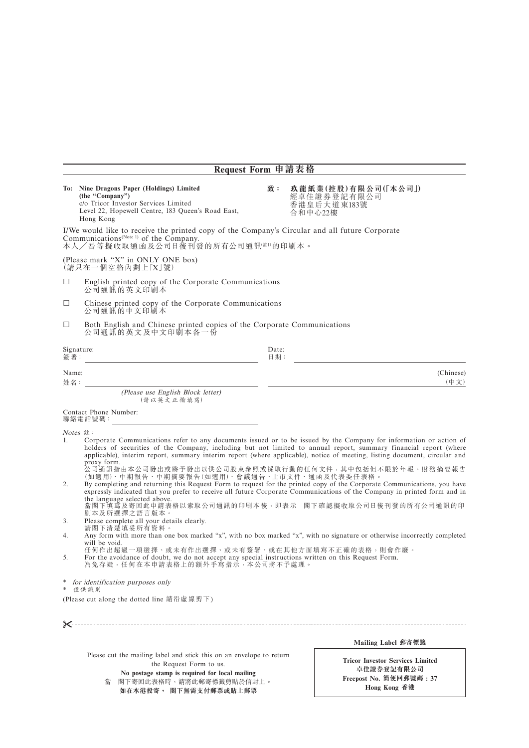## Request Form 申請表格

**To: Nine Dragons Paper (Holdings) Limited**
**(the "Company")**
c/o Tricor Investor Services Limited
Level 22, Hopewell Centre, 183 Queen's Road East,
Hong Kong

**致： 玖龍紙業(控股)有限公司(「本公司」)**
經卓佳證券登記有限公司
香港皇后大道東183號
合和中心22樓

I/We would like to receive the printed copy of the Company's Circular and all future Corporate Communications[Note 1] of the Company.
本人／吾等擬收取通函及公司日後刊發的所有公司通訊[註1]的印刷本。

(Please mark "X" in ONLY ONE box)
(請只在一個空格內劃上「X」號)

☐ English printed copy of the Corporate Communications
公司通訊的英文印刷本

☐ Chinese printed copy of the Corporate Communications
公司通訊的中文印刷本

☐ Both English and Chinese printed copies of the Corporate Communications
公司通訊的英文及中文印刷本各一份

Signature:
簽署： ______________________

Date:
日期： ______________________

Name:
姓名： ______________________ ______________________ (Chinese) (中文)

*(Please use English Block letter)*
(請以英文正楷填寫)

Contact Phone Number:
聯絡電話號碼： ______________________

*Notes* 註：

1. Corporate Communications refer to any documents issued or to be issued by the Company for information or action of holders of securities of the Company, including but not limited to annual report, summary financial report (where applicable), interim report, summary interim report (where applicable), notice of meeting, listing document, circular and proxy form.
公司通訊指由本公司發出或將予發出以供公司股東參照或採取行動的任何文件，其中包括但不限於年報、財務摘要報告(如適用)、中期報告、中期摘要報告(如適用)、會議通告、上市文件、通函及代表委任表格。
2. By completing and returning this Request Form to request for the printed copy of the Corporate Communications, you have expressly indicated that you prefer to receive all future Corporate Communications of the Company in printed form and in the language selected above.
當閣下填寫及寄回此申請表格以索取公司通訊的印刷本後，即表示 閣下確認擬收取公司日後刊發的所有公司通訊的印刷本及所選擇之語言版本。
3. Please complete all your details clearly.
請閣下清楚填妥所有資料。
4. Any form with more than one box marked "x", with no box marked "x", with no signature or otherwise incorrectly completed will be void.
任何作出超過一項選擇、或未有作出選擇、或未有簽署、或在其他方面填寫不正確的表格，則會作廢。
5. For the avoidance of doubt, we do not accept any special instructions written on this Request Form.
為免存疑，任何在本申請表格上的額外手寫指示，本公司將不予處理。

\* *for identification purposes only*
\* 僅供識別

(Please cut along the dotted line 請沿虛線剪下)

✂ - - - - - - - - - - - - - - - - - - - - - - - - - - - - - - - - - - - - - - - -

**Mailing Label 郵寄標籤**

Please cut the mailing label and stick this on an envelope to return the Request Form to us.
**No postage stamp is required for local mailing**
當 閣下寄回此表格時，請將此郵寄標籤剪貼於信封上。
**如在本港投寄， 閣下無需支付郵票或貼上郵票**

**Tricor Investor Services Limited**
**卓佳證券登記有限公司**
**Freepost No. 簡便回郵號碼：37**
**Hong Kong 香港**